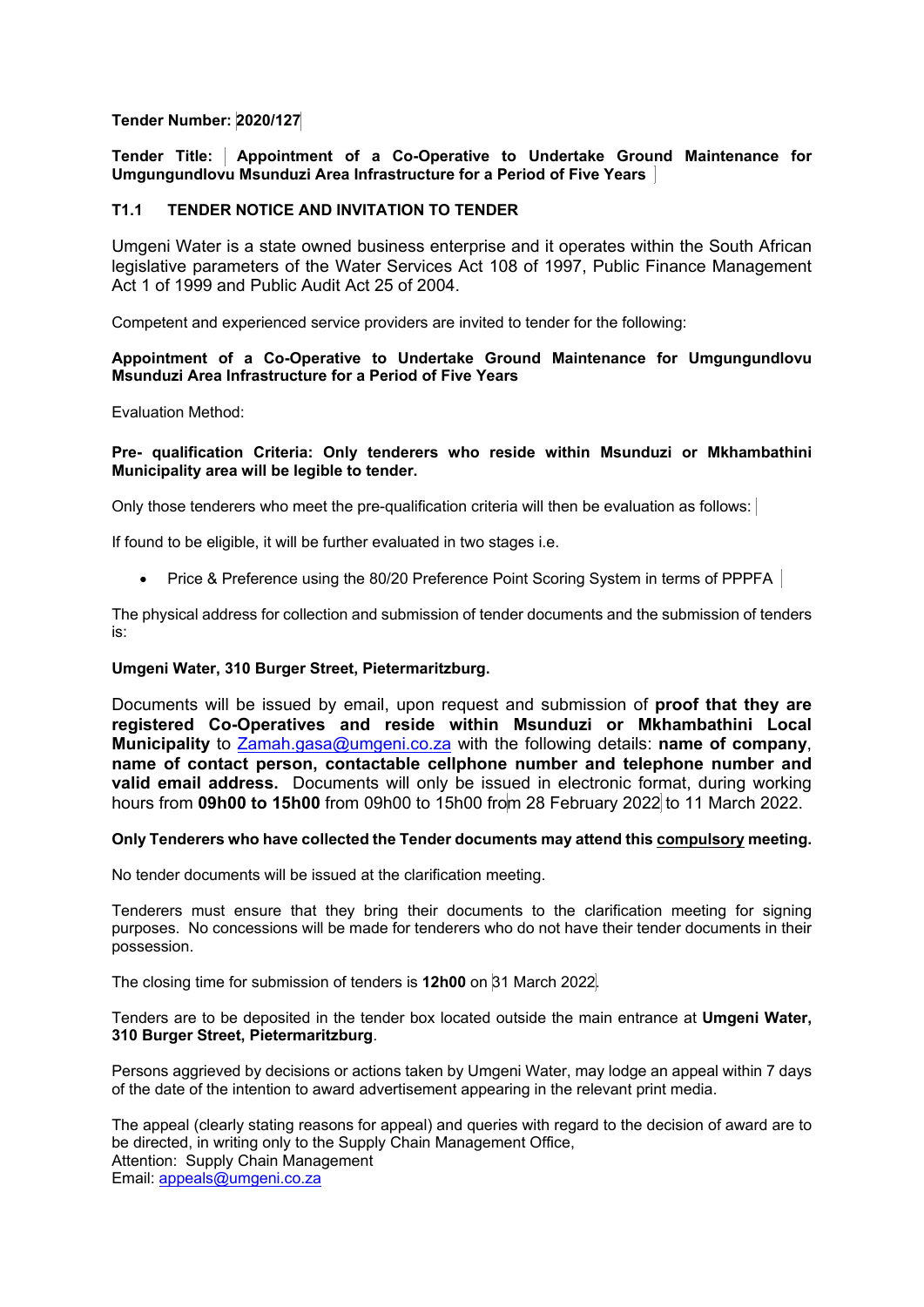**Tender Number: 2020/127**

**Tender Title: Appointment of a Co-Operative to Undertake Ground Maintenance for Umgungundlovu Msunduzi Area Infrastructure for a Period of Five Years**

## T1.1 TENDER NOTICE AND INVITATION TO TENDER

Umgeni Water is a state owned business enterprise and it operates within the South African legislative parameters of the Water Services Act 108 of 1997, Public Finance Management Act 1 of 1999 and Public Audit Act 25 of 2004.

Competent and experienced service providers are invited to tender for the following:

**Appointment of a Co-Operative to Undertake Ground Maintenance for Umgungundlovu Msunduzi Area Infrastructure for a Period of Five Years**

Evaluation Method:

**Pre- qualification Criteria: Only tenderers who reside within Msunduzi or Mkhambathini Municipality area will be legible to tender.**

Only those tenderers who meet the pre-qualification criteria will then be evaluation as follows:

If found to be eligible, it will be further evaluated in two stages i.e.

- Price & Preference using the 80/20 Preference Point Scoring System in terms of PPPFA

The physical address for collection and submission of tender documents and the submission of tenders is:

**Umgeni Water, 310 Burger Street, Pietermaritzburg.**

Documents will be issued by email, upon request and submission of **proof that they are registered Co-Operatives and reside within Msunduzi or Mkhambathini Local Municipality** to Zamah.gasa@umgeni.co.za with the following details: **name of company**, **name of contact person, contactable cellphone number and telephone number and valid email address.** Documents will only be issued in electronic format, during working hours from **09h00 to 15h00** from 09h00 to 15h00 from 28 February 2022 to 11 March 2022.

**Only Tenderers who have collected the Tender documents may attend this compulsory meeting.**

No tender documents will be issued at the clarification meeting.

Tenderers must ensure that they bring their documents to the clarification meeting for signing purposes. No concessions will be made for tenderers who do not have their tender documents in their possession.

The closing time for submission of tenders is **12h00** on 31 March 2022.

Tenders are to be deposited in the tender box located outside the main entrance at **Umgeni Water, 310 Burger Street, Pietermaritzburg**.

Persons aggrieved by decisions or actions taken by Umgeni Water, may lodge an appeal within 7 days of the date of the intention to award advertisement appearing in the relevant print media.

The appeal (clearly stating reasons for appeal) and queries with regard to the decision of award are to be directed, in writing only to the Supply Chain Management Office,
Attention: Supply Chain Management
Email: appeals@umgeni.co.za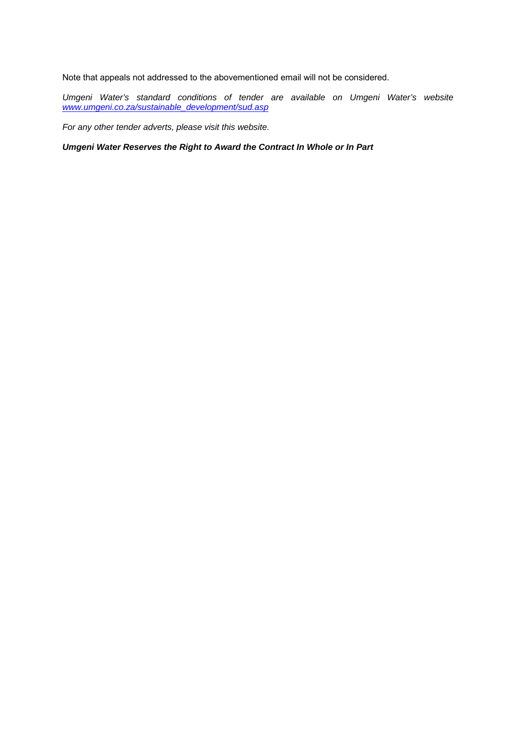Note that appeals not addressed to the abovementioned email will not be considered.

*Umgeni Water's standard conditions of tender are available on Umgeni Water's website [www.umgeni.co.za/sustainable_development/sud.asp](www.umgeni.co.za/sustainable_development/sud.asp)*

*For any other tender adverts, please visit this website.*

***Umgeni Water Reserves the Right to Award the Contract In Whole or In Part***